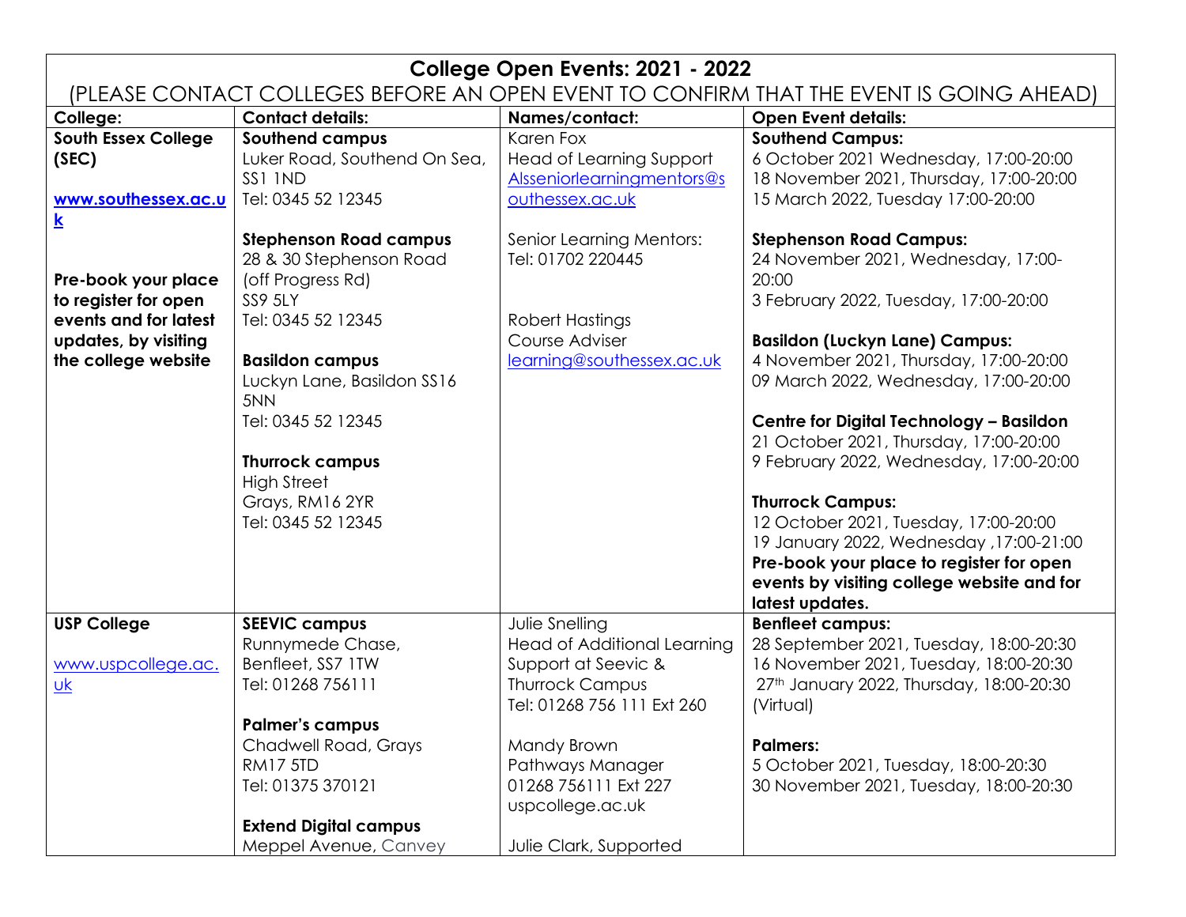# College Open Events: 2021 - 2022

(PLEASE CONTACT COLLEGES BEFORE AN OPEN EVENT TO CONFIRM THAT THE EVENT IS GOING AHEAD)

| College: | Contact details: | Names/contact: | Open Event details: |
|---|---|---|---|
| **South Essex College (SEC)**<br><br>**www.southessex.ac.uk**<br><br>**Pre-book your place to register for open events and for latest updates, by visiting the college website** | **Southend campus**<br>Luker Road, Southend On Sea, SS1 1ND<br>Tel: 0345 52 12345<br><br>**Stephenson Road campus**<br>28 & 30 Stephenson Road (off Progress Rd)<br>SS9 5LY<br>Tel: 0345 52 12345<br><br>**Basildon campus**<br>Luckyn Lane, Basildon SS16 5NN<br>Tel: 0345 52 12345<br><br>**Thurrock campus**<br>High Street<br>Grays, RM16 2YR<br>Tel: 0345 52 12345 | Karen Fox<br>Head of Learning Support<br>Allseniorlearningmentors@southessex.ac.uk<br><br>Senior Learning Mentors:<br>Tel: 01702 220445<br><br>Robert Hastings<br>Course Adviser<br>learning@southessex.ac.uk | **Southend Campus:**<br>6 October 2021 Wednesday, 17:00-20:00<br>18 November 2021, Thursday, 17:00-20:00<br>15 March 2022, Tuesday 17:00-20:00<br><br>**Stephenson Road Campus:**<br>24 November 2021, Wednesday, 17:00-20:00<br>3 February 2022, Tuesday, 17:00-20:00<br><br>**Basildon (Luckyn Lane) Campus:**<br>4 November 2021, Thursday, 17:00-20:00<br>09 March 2022, Wednesday, 17:00-20:00<br><br>**Centre for Digital Technology – Basildon**<br>21 October 2021, Thursday, 17:00-20:00<br>9 February 2022, Wednesday, 17:00-20:00<br><br>**Thurrock Campus:**<br>12 October 2021, Tuesday, 17:00-20:00<br>19 January 2022, Wednesday ,17:00-21:00<br>**Pre-book your place to register for open events by visiting college website and for latest updates.** |
| **USP College**<br><br>www.uspcollege.ac.uk | **SEEVIC campus**<br>Runnymede Chase, Benfleet, SS7 1TW<br>Tel: 01268 756111<br><br>**Palmer's campus**<br>Chadwell Road, Grays RM17 5TD<br>Tel: 01375 370121<br><br>**Extend Digital campus**<br>Meppel Avenue, Canvey | Julie Snelling<br>Head of Additional Learning Support at Seevic & Thurrock Campus<br>Tel: 01268 756 111 Ext 260<br><br>Mandy Brown<br>Pathways Manager<br>01268 756111 Ext 227<br>uspcollege.ac.uk<br><br>Julie Clark, Supported | **Benfleet campus:**<br>28 September 2021, Tuesday, 18:00-20:30<br>16 November 2021, Tuesday, 18:00-20:30<br>27th January 2022, Thursday, 18:00-20:30 (Virtual)<br><br>**Palmers:**<br>5 October 2021, Tuesday, 18:00-20:30<br>30 November 2021, Tuesday, 18:00-20:30 |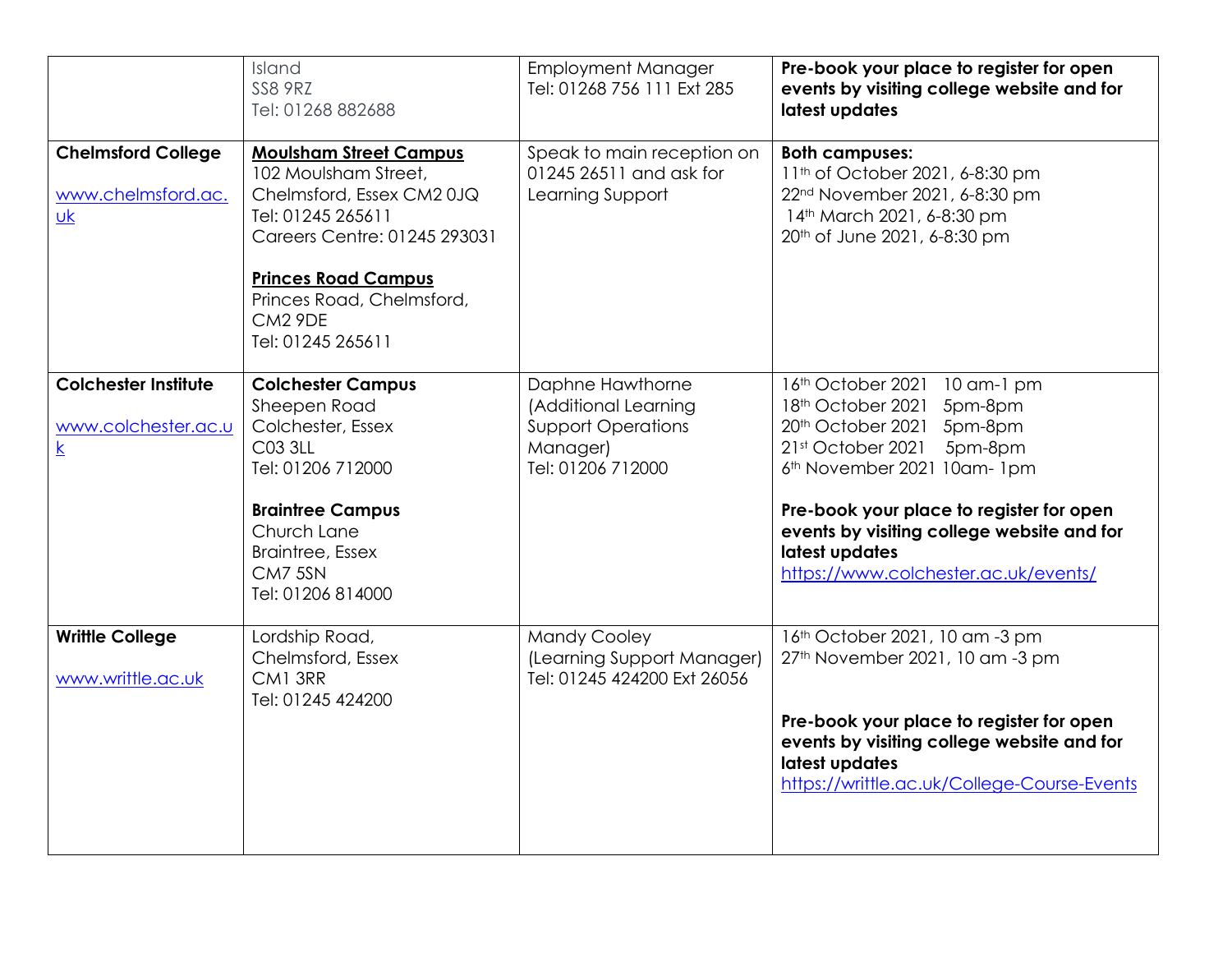| | | | |
|---|---|---|---|
| | Island<br>SS8 9RZ<br>Tel: 01268 882688 | Employment Manager<br>Tel: 01268 756 111 Ext 285 | **Pre-book your place to register for open events by visiting college website and for latest updates** |
| **Chelmsford College**<br><br>www.chelmsford.ac.uk | **Moulsham Street Campus**<br>102 Moulsham Street,<br>Chelmsford, Essex CM2 0JQ<br>Tel: 01245 265611<br>Careers Centre: 01245 293031<br><br>**Princes Road Campus**<br>Princes Road, Chelmsford,<br>CM2 9DE<br>Tel: 01245 265611 | Speak to main reception on 01245 26511 and ask for Learning Support | **Both campuses:**<br>11th of October 2021, 6-8:30 pm<br>22nd November 2021, 6-8:30 pm<br>14th March 2021, 6-8:30 pm<br>20th of June 2021, 6-8:30 pm |
| **Colchester Institute**<br><br>www.colchester.ac.uk | **Colchester Campus**<br>Sheepen Road<br>Colchester, Essex<br>C03 3LL<br>Tel: 01206 712000<br><br>**Braintree Campus**<br>Church Lane<br>Braintree, Essex<br>CM7 5SN<br>Tel: 01206 814000 | Daphne Hawthorne<br>(Additional Learning Support Operations Manager)<br>Tel: 01206 712000 | 16th October 2021 10 am-1 pm<br>18th October 2021 5pm-8pm<br>20th October 2021 5pm-8pm<br>21st October 2021 5pm-8pm<br>6th November 2021 10am- 1pm<br><br>**Pre-book your place to register for open events by visiting college website and for latest updates**<br>https://www.colchester.ac.uk/events/ |
| **Writtle College**<br><br>www.writtle.ac.uk | Lordship Road,<br>Chelmsford, Essex<br>CM1 3RR<br>Tel: 01245 424200 | Mandy Cooley<br>(Learning Support Manager)<br>Tel: 01245 424200 Ext 26056 | 16th October 2021, 10 am -3 pm<br>27th November 2021, 10 am -3 pm<br><br>**Pre-book your place to register for open events by visiting college website and for latest updates**<br>https://writtle.ac.uk/College-Course-Events |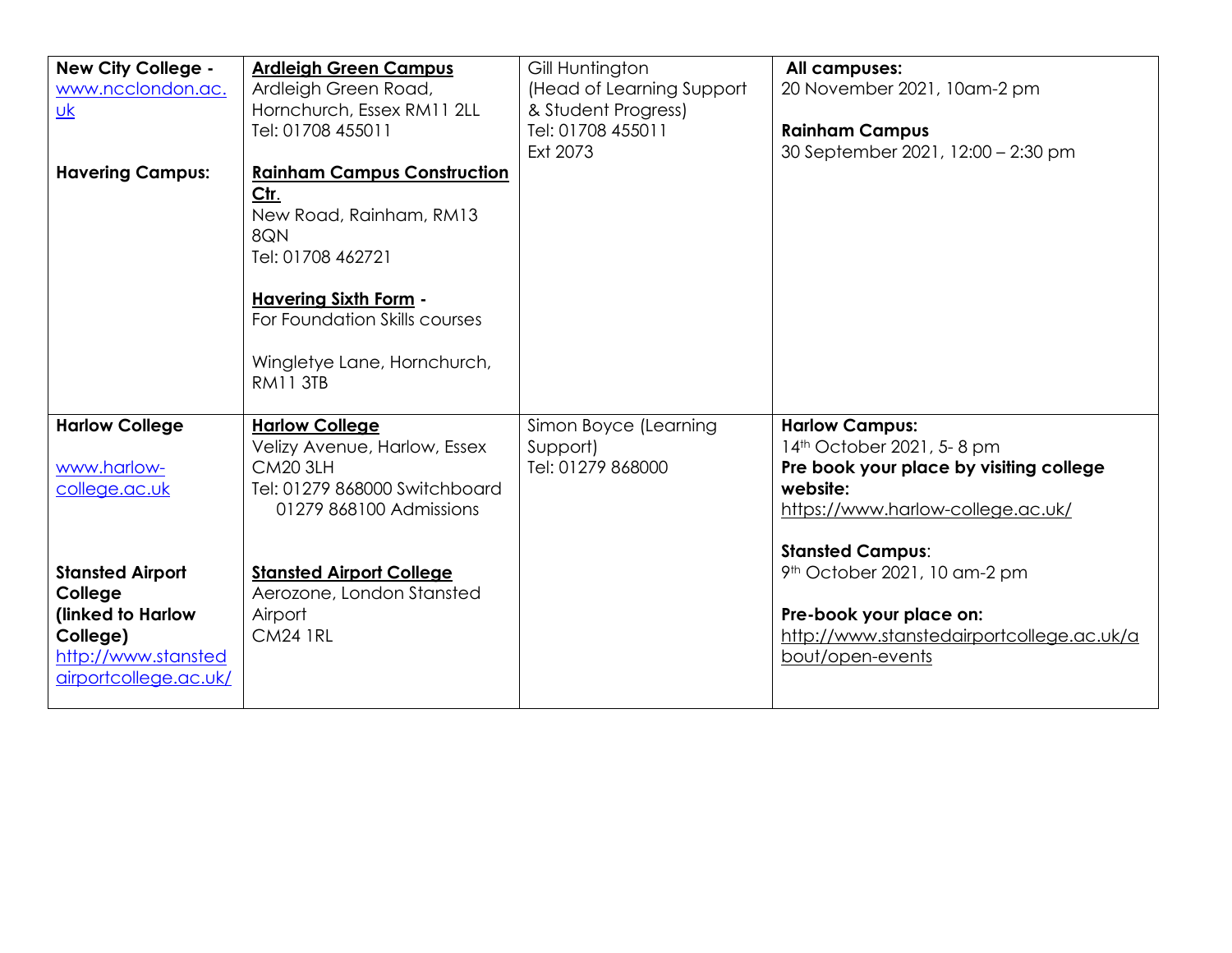| | | | |
|---|---|---|---|
| **New City College -** [www.ncclondon.ac.uk](www.ncclondon.ac.uk)<br><br>**Havering Campus:** | **Ardleigh Green Campus**<br>Ardleigh Green Road, Hornchurch, Essex RM11 2LL<br>Tel: 01708 455011<br><br>**Rainham Campus Construction Ctr.**<br>New Road, Rainham, RM13 8QN<br>Tel: 01708 462721<br><br>**Havering Sixth Form -**<br>For Foundation Skills courses<br><br>Wingletye Lane, Hornchurch, RM11 3TB | Gill Huntington (Head of Learning Support & Student Progress)<br>Tel: 01708 455011<br>Ext 2073 | **All campuses:**<br>20 November 2021, 10am-2 pm<br><br>**Rainham Campus**<br>30 September 2021, 12:00 – 2:30 pm |
| **Harlow College**<br><br>[www.harlow-college.ac.uk](www.harlow-college.ac.uk)<br><br>**Stansted Airport College (linked to Harlow College)**<br>[http://www.stanstedairportcollege.ac.uk/](http://www.stanstedairportcollege.ac.uk/) | **Harlow College**<br>Velizy Avenue, Harlow, Essex CM20 3LH<br>Tel: 01279 868000 Switchboard<br>01279 868100 Admissions<br><br>**Stansted Airport College**<br>Aerozone, London Stansted Airport<br>CM24 1RL | Simon Boyce (Learning Support)<br>Tel: 01279 868000 | **Harlow Campus:**<br>14th October 2021, 5- 8 pm<br>**Pre book your place by visiting college website:**<br>https://www.harlow-college.ac.uk/<br><br>**Stansted Campus**:<br>9th October 2021, 10 am-2 pm<br><br>**Pre-book your place on:**<br>http://www.stanstedairportcollege.ac.uk/about/open-events |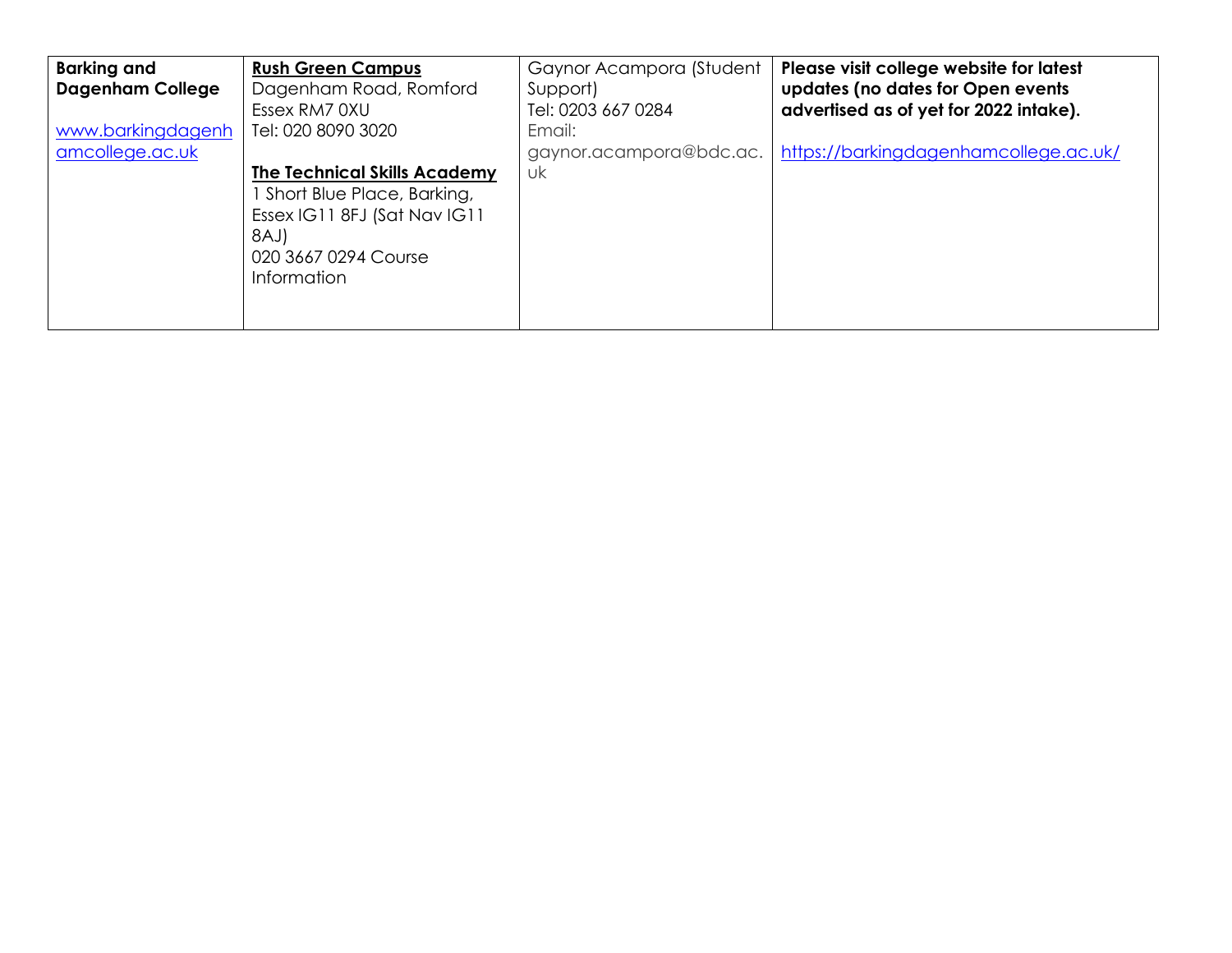| | | | |
|---|---|---|---|
| **Barking and Dagenham College**<br><br>www.barkingdagenhamcollege.ac.uk | **Rush Green Campus**<br>Dagenham Road, Romford Essex RM7 0XU<br>Tel: 020 8090 3020<br><br>**The Technical Skills Academy**<br>1 Short Blue Place, Barking, Essex IG11 8FJ (Sat Nav IG11 8AJ)<br>020 3667 0294 Course Information | Gaynor Acampora (Student Support)<br>Tel: 0203 667 0284<br>Email: gaynor.acampora@bdc.ac.uk | **Please visit college website for latest updates (no dates for Open events advertised as of yet for 2022 intake).**<br><br>https://barkingdagenhamcollege.ac.uk/ |